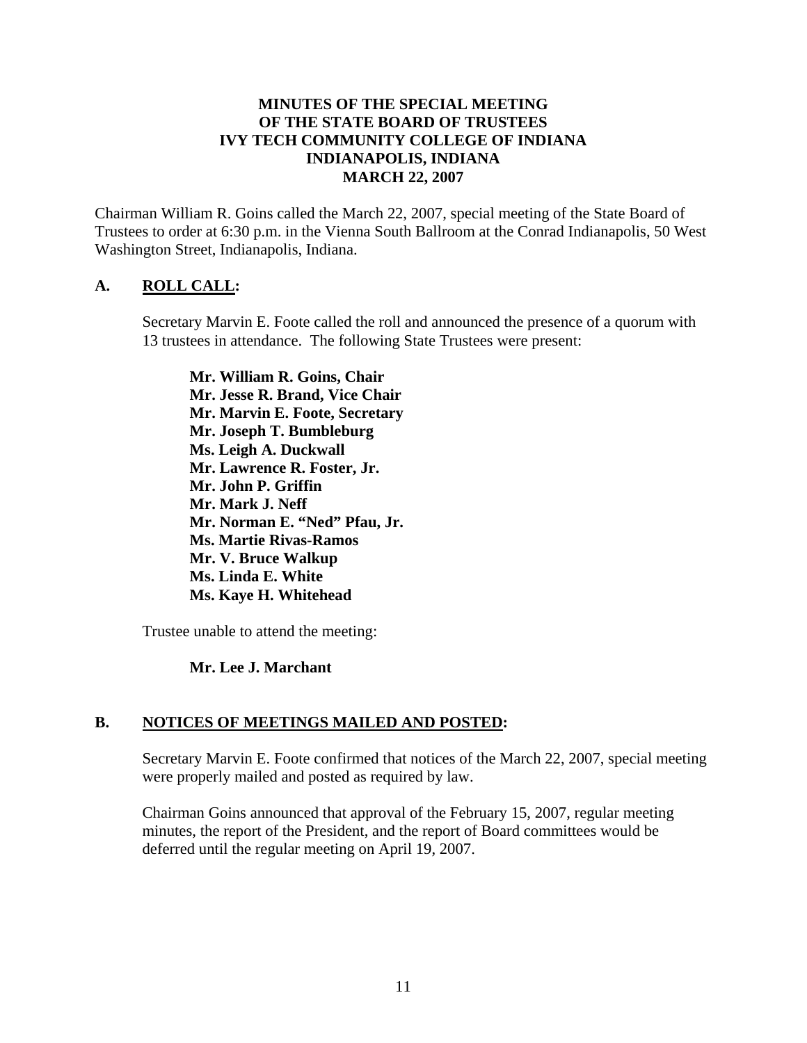# MINUTES OF THE SPECIAL MEETING OF THE STATE BOARD OF TRUSTEES IVY TECH COMMUNITY COLLEGE OF INDIANA INDIANAPOLIS, INDIANA MARCH 22, 2007

Chairman William R. Goins called the March 22, 2007, special meeting of the State Board of Trustees to order at 6:30 p.m. in the Vienna South Ballroom at the Conrad Indianapolis, 50 West Washington Street, Indianapolis, Indiana.

## A. ROLL CALL:

Secretary Marvin E. Foote called the roll and announced the presence of a quorum with 13 trustees in attendance. The following State Trustees were present:

**Mr. William R. Goins, Chair**
**Mr. Jesse R. Brand, Vice Chair**
**Mr. Marvin E. Foote, Secretary**
**Mr. Joseph T. Bumbleburg**
**Ms. Leigh A. Duckwall**
**Mr. Lawrence R. Foster, Jr.**
**Mr. John P. Griffin**
**Mr. Mark J. Neff**
**Mr. Norman E. "Ned" Pfau, Jr.**
**Ms. Martie Rivas-Ramos**
**Mr. V. Bruce Walkup**
**Ms. Linda E. White**
**Ms. Kaye H. Whitehead**

Trustee unable to attend the meeting:

**Mr. Lee J. Marchant**

## B. NOTICES OF MEETINGS MAILED AND POSTED:

Secretary Marvin E. Foote confirmed that notices of the March 22, 2007, special meeting were properly mailed and posted as required by law.

Chairman Goins announced that approval of the February 15, 2007, regular meeting minutes, the report of the President, and the report of Board committees would be deferred until the regular meeting on April 19, 2007.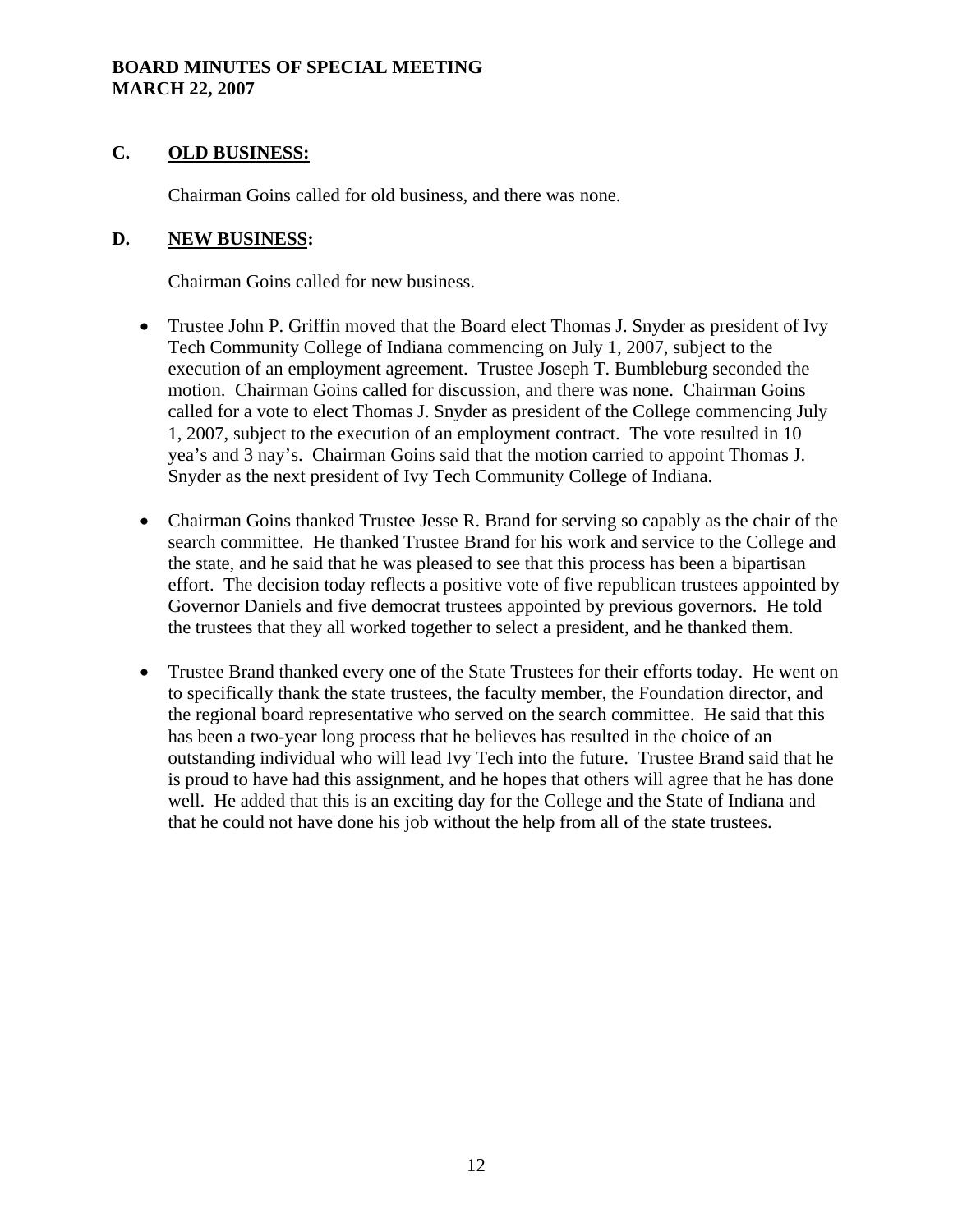## C. OLD BUSINESS:

Chairman Goins called for old business, and there was none.

## D. NEW BUSINESS:

Chairman Goins called for new business.

- Trustee John P. Griffin moved that the Board elect Thomas J. Snyder as president of Ivy Tech Community College of Indiana commencing on July 1, 2007, subject to the execution of an employment agreement. Trustee Joseph T. Bumbleburg seconded the motion. Chairman Goins called for discussion, and there was none. Chairman Goins called for a vote to elect Thomas J. Snyder as president of the College commencing July 1, 2007, subject to the execution of an employment contract. The vote resulted in 10 yea's and 3 nay's. Chairman Goins said that the motion carried to appoint Thomas J. Snyder as the next president of Ivy Tech Community College of Indiana.

- Chairman Goins thanked Trustee Jesse R. Brand for serving so capably as the chair of the search committee. He thanked Trustee Brand for his work and service to the College and the state, and he said that he was pleased to see that this process has been a bipartisan effort. The decision today reflects a positive vote of five republican trustees appointed by Governor Daniels and five democrat trustees appointed by previous governors. He told the trustees that they all worked together to select a president, and he thanked them.

- Trustee Brand thanked every one of the State Trustees for their efforts today. He went on to specifically thank the state trustees, the faculty member, the Foundation director, and the regional board representative who served on the search committee. He said that this has been a two-year long process that he believes has resulted in the choice of an outstanding individual who will lead Ivy Tech into the future. Trustee Brand said that he is proud to have had this assignment, and he hopes that others will agree that he has done well. He added that this is an exciting day for the College and the State of Indiana and that he could not have done his job without the help from all of the state trustees.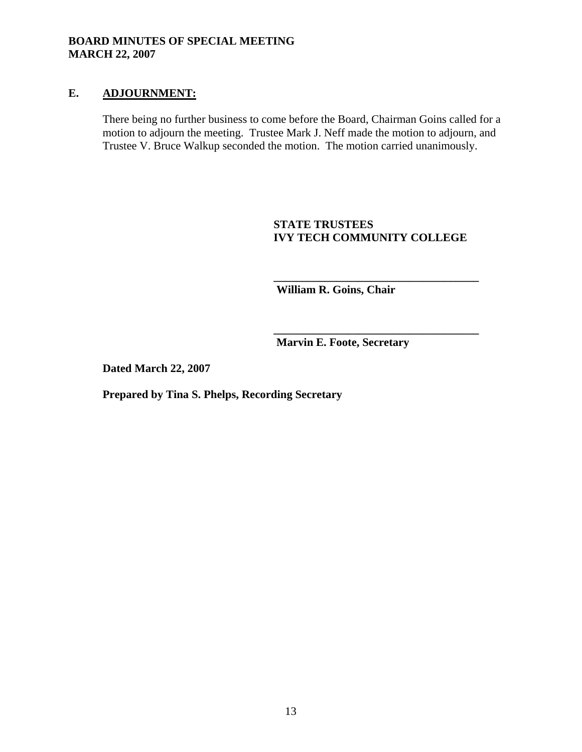## E. ADJOURNMENT:

There being no further business to come before the Board, Chairman Goins called for a motion to adjourn the meeting. Trustee Mark J. Neff made the motion to adjourn, and Trustee V. Bruce Walkup seconded the motion. The motion carried unanimously.

**STATE TRUSTEES**
**IVY TECH COMMUNITY COLLEGE**

\_\_\_\_\_\_\_\_\_\_\_\_\_\_\_\_\_\_\_\_\_\_\_\_\_\_\_\_\_\_\_\_\_\_\_\_
**William R. Goins, Chair**

\_\_\_\_\_\_\_\_\_\_\_\_\_\_\_\_\_\_\_\_\_\_\_\_\_\_\_\_\_\_\_\_\_\_\_\_
**Marvin E. Foote, Secretary**

**Dated March 22, 2007**

**Prepared by Tina S. Phelps, Recording Secretary**